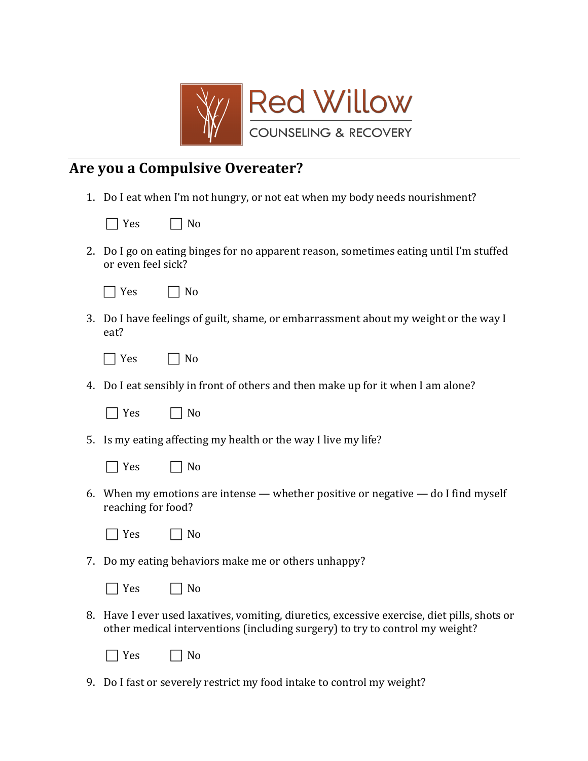Red Willow

COUNSELING & RECOVERY

## Are you a Compulsive Overeater?

1. Do I eat when I'm not hungry, or not eat when my body needs nourishment?

   ☐ Yes ☐ No

2. Do I go on eating binges for no apparent reason, sometimes eating until I'm stuffed or even feel sick?

   ☐ Yes ☐ No

3. Do I have feelings of guilt, shame, or embarrassment about my weight or the way I eat?

   ☐ Yes ☐ No

4. Do I eat sensibly in front of others and then make up for it when I am alone?

   ☐ Yes ☐ No

5. Is my eating affecting my health or the way I live my life?

   ☐ Yes ☐ No

6. When my emotions are intense — whether positive or negative — do I find myself reaching for food?

   ☐ Yes ☐ No

7. Do my eating behaviors make me or others unhappy?

   ☐ Yes ☐ No

8. Have I ever used laxatives, vomiting, diuretics, excessive exercise, diet pills, shots or other medical interventions (including surgery) to try to control my weight?

   ☐ Yes ☐ No

9. Do I fast or severely restrict my food intake to control my weight?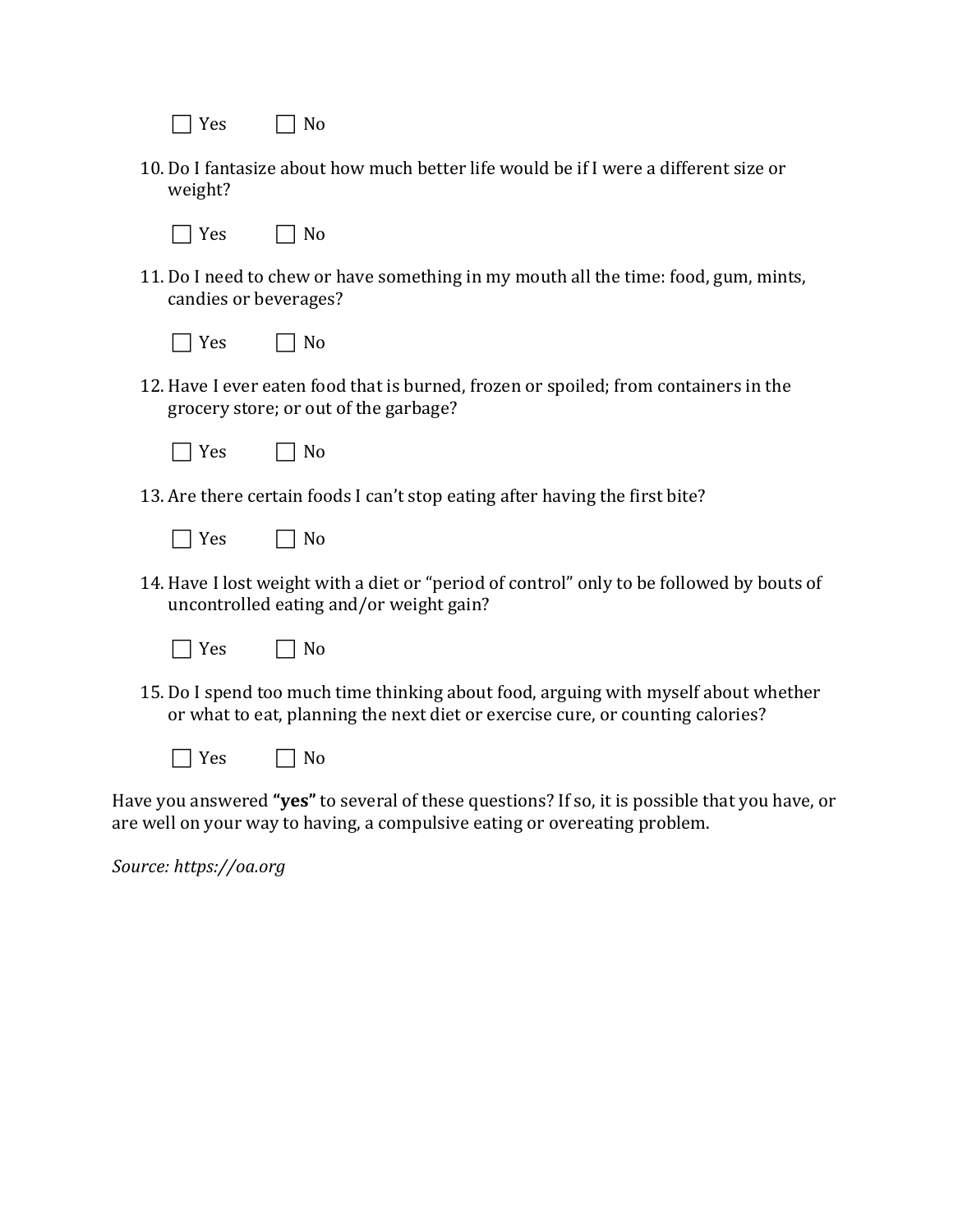☐ Yes ☐ No

10. Do I fantasize about how much better life would be if I were a different size or weight?

    ☐ Yes ☐ No

11. Do I need to chew or have something in my mouth all the time: food, gum, mints, candies or beverages?

    ☐ Yes ☐ No

12. Have I ever eaten food that is burned, frozen or spoiled; from containers in the grocery store; or out of the garbage?

    ☐ Yes ☐ No

13. Are there certain foods I can't stop eating after having the first bite?

    ☐ Yes ☐ No

14. Have I lost weight with a diet or "period of control" only to be followed by bouts of uncontrolled eating and/or weight gain?

    ☐ Yes ☐ No

15. Do I spend too much time thinking about food, arguing with myself about whether or what to eat, planning the next diet or exercise cure, or counting calories?

    ☐ Yes ☐ No

Have you answered **"yes"** to several of these questions? If so, it is possible that you have, or are well on your way to having, a compulsive eating or overeating problem.

*Source: https://oa.org*